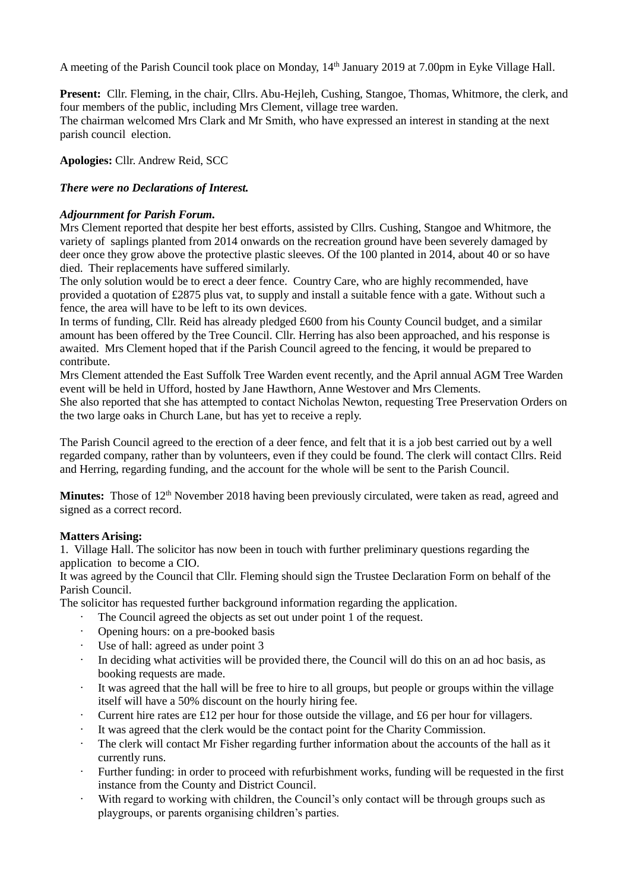A meeting of the Parish Council took place on Monday, 14th January 2019 at 7.00pm in Eyke Village Hall.

**Present:** Cllr. Fleming, in the chair, Cllrs. Abu-Hejleh, Cushing, Stangoe, Thomas, Whitmore, the clerk, and four members of the public, including Mrs Clement, village tree warden.
The chairman welcomed Mrs Clark and Mr Smith, who have expressed an interest in standing at the next parish council election.

**Apologies:** Cllr. Andrew Reid, SCC

***There were no Declarations of Interest.***

***Adjournment for Parish Forum.***
Mrs Clement reported that despite her best efforts, assisted by Cllrs. Cushing, Stangoe and Whitmore, the variety of saplings planted from 2014 onwards on the recreation ground have been severely damaged by deer once they grow above the protective plastic sleeves. Of the 100 planted in 2014, about 40 or so have died. Their replacements have suffered similarly.
The only solution would be to erect a deer fence. Country Care, who are highly recommended, have provided a quotation of £2875 plus vat, to supply and install a suitable fence with a gate. Without such a fence, the area will have to be left to its own devices.
In terms of funding, Cllr. Reid has already pledged £600 from his County Council budget, and a similar amount has been offered by the Tree Council. Cllr. Herring has also been approached, and his response is awaited. Mrs Clement hoped that if the Parish Council agreed to the fencing, it would be prepared to contribute.
Mrs Clement attended the East Suffolk Tree Warden event recently, and the April annual AGM Tree Warden event will be held in Ufford, hosted by Jane Hawthorn, Anne Westover and Mrs Clements.
She also reported that she has attempted to contact Nicholas Newton, requesting Tree Preservation Orders on the two large oaks in Church Lane, but has yet to receive a reply.

The Parish Council agreed to the erection of a deer fence, and felt that it is a job best carried out by a well regarded company, rather than by volunteers, even if they could be found. The clerk will contact Cllrs. Reid and Herring, regarding funding, and the account for the whole will be sent to the Parish Council.

**Minutes:** Those of 12th November 2018 having been previously circulated, were taken as read, agreed and signed as a correct record.

**Matters Arising:**
1. Village Hall. The solicitor has now been in touch with further preliminary questions regarding the application to become a CIO.
It was agreed by the Council that Cllr. Fleming should sign the Trustee Declaration Form on behalf of the Parish Council.
The solicitor has requested further background information regarding the application.

- The Council agreed the objects as set out under point 1 of the request.
- Opening hours: on a pre-booked basis
- Use of hall: agreed as under point 3
- In deciding what activities will be provided there, the Council will do this on an ad hoc basis, as booking requests are made.
- It was agreed that the hall will be free to hire to all groups, but people or groups within the village itself will have a 50% discount on the hourly hiring fee.
- Current hire rates are £12 per hour for those outside the village, and £6 per hour for villagers.
- It was agreed that the clerk would be the contact point for the Charity Commission.
- The clerk will contact Mr Fisher regarding further information about the accounts of the hall as it currently runs.
- Further funding: in order to proceed with refurbishment works, funding will be requested in the first instance from the County and District Council.
- With regard to working with children, the Council's only contact will be through groups such as playgroups, or parents organising children's parties.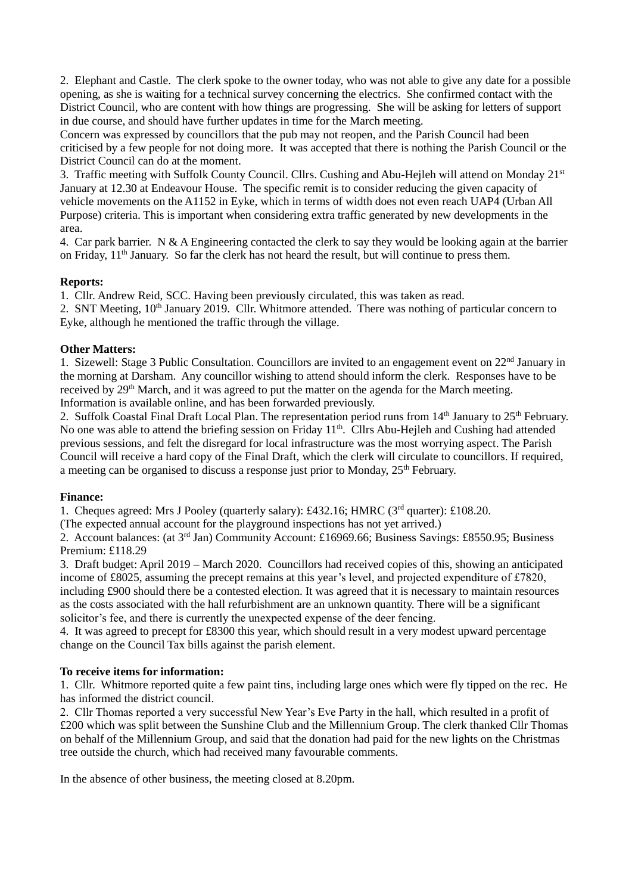2. Elephant and Castle. The clerk spoke to the owner today, who was not able to give any date for a possible opening, as she is waiting for a technical survey concerning the electrics. She confirmed contact with the District Council, who are content with how things are progressing. She will be asking for letters of support in due course, and should have further updates in time for the March meeting.
Concern was expressed by councillors that the pub may not reopen, and the Parish Council had been criticised by a few people for not doing more. It was accepted that there is nothing the Parish Council or the District Council can do at the moment.
3. Traffic meeting with Suffolk County Council. Cllrs. Cushing and Abu-Hejleh will attend on Monday 21st January at 12.30 at Endeavour House. The specific remit is to consider reducing the given capacity of vehicle movements on the A1152 in Eyke, which in terms of width does not even reach UAP4 (Urban All Purpose) criteria. This is important when considering extra traffic generated by new developments in the area.
4. Car park barrier. N & A Engineering contacted the clerk to say they would be looking again at the barrier on Friday, 11th January. So far the clerk has not heard the result, but will continue to press them.

**Reports:**
1. Cllr. Andrew Reid, SCC. Having been previously circulated, this was taken as read.
2. SNT Meeting, 10th January 2019. Cllr. Whitmore attended. There was nothing of particular concern to Eyke, although he mentioned the traffic through the village.

**Other Matters:**
1. Sizewell: Stage 3 Public Consultation. Councillors are invited to an engagement event on 22nd January in the morning at Darsham. Any councillor wishing to attend should inform the clerk. Responses have to be received by 29th March, and it was agreed to put the matter on the agenda for the March meeting. Information is available online, and has been forwarded previously.
2. Suffolk Coastal Final Draft Local Plan. The representation period runs from 14th January to 25th February. No one was able to attend the briefing session on Friday 11th. Cllrs Abu-Hejleh and Cushing had attended previous sessions, and felt the disregard for local infrastructure was the most worrying aspect. The Parish Council will receive a hard copy of the Final Draft, which the clerk will circulate to councillors. If required, a meeting can be organised to discuss a response just prior to Monday, 25th February.

**Finance:**
1. Cheques agreed: Mrs J Pooley (quarterly salary): £432.16; HMRC (3rd quarter): £108.20.
(The expected annual account for the playground inspections has not yet arrived.)
2. Account balances: (at 3rd Jan) Community Account: £16969.66; Business Savings: £8550.95; Business Premium: £118.29
3. Draft budget: April 2019 – March 2020. Councillors had received copies of this, showing an anticipated income of £8025, assuming the precept remains at this year's level, and projected expenditure of £7820, including £900 should there be a contested election. It was agreed that it is necessary to maintain resources as the costs associated with the hall refurbishment are an unknown quantity. There will be a significant solicitor's fee, and there is currently the unexpected expense of the deer fencing.
4. It was agreed to precept for £8300 this year, which should result in a very modest upward percentage change on the Council Tax bills against the parish element.

**To receive items for information:**
1. Cllr. Whitmore reported quite a few paint tins, including large ones which were fly tipped on the rec. He has informed the district council.
2. Cllr Thomas reported a very successful New Year's Eve Party in the hall, which resulted in a profit of £200 which was split between the Sunshine Club and the Millennium Group. The clerk thanked Cllr Thomas on behalf of the Millennium Group, and said that the donation had paid for the new lights on the Christmas tree outside the church, which had received many favourable comments.

In the absence of other business, the meeting closed at 8.20pm.